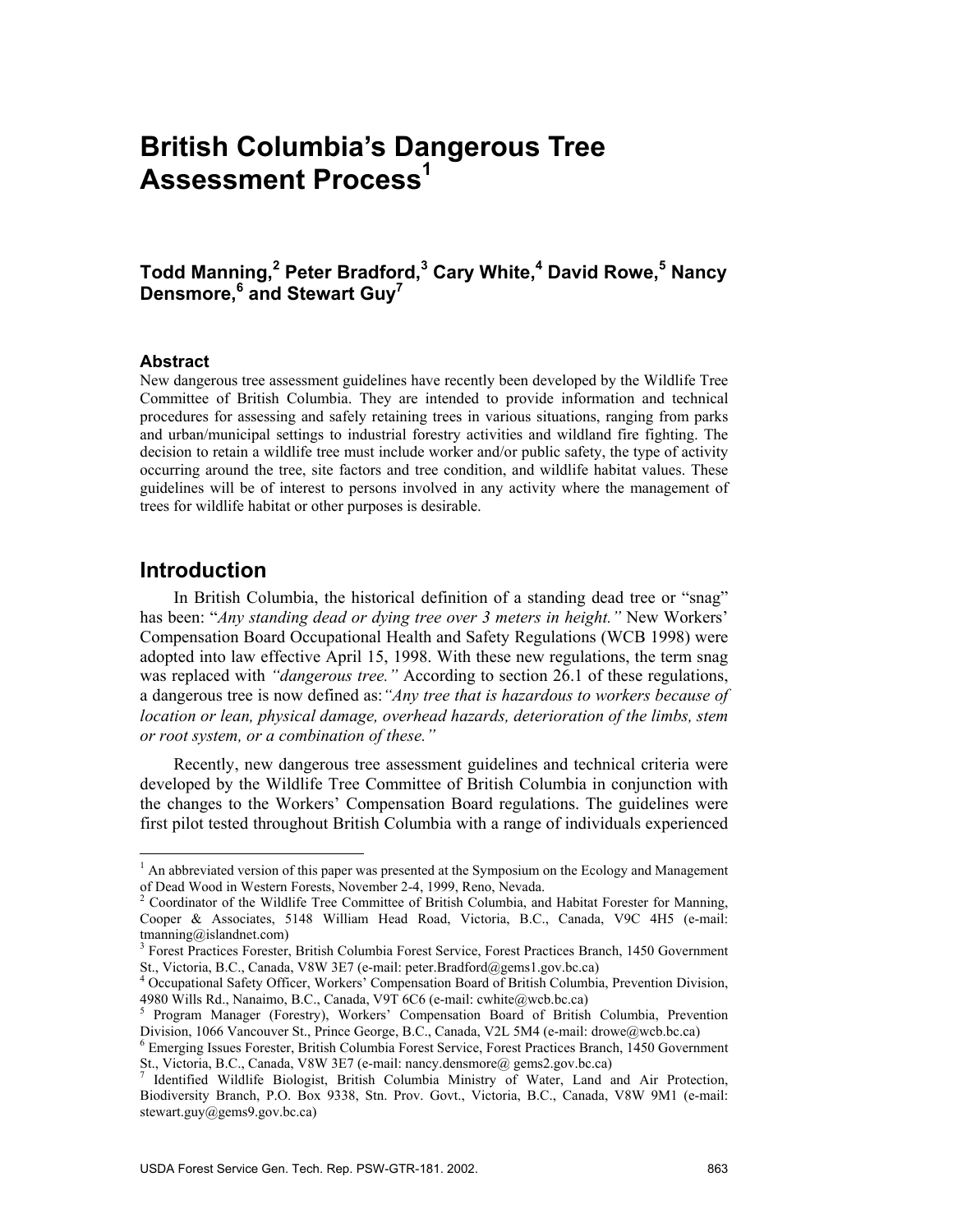# British Columbia's Dangerous Tree Assessment Process[1]

**Todd Manning,[2] Peter Bradford,[3] Cary White,[4] David Rowe,[5] Nancy Densmore,[6] and Stewart Guy[7]**

### Abstract

New dangerous tree assessment guidelines have recently been developed by the Wildlife Tree Committee of British Columbia. They are intended to provide information and technical procedures for assessing and safely retaining trees in various situations, ranging from parks and urban/municipal settings to industrial forestry activities and wildland fire fighting. The decision to retain a wildlife tree must include worker and/or public safety, the type of activity occurring around the tree, site factors and tree condition, and wildlife habitat values. These guidelines will be of interest to persons involved in any activity where the management of trees for wildlife habitat or other purposes is desirable.

## Introduction

In British Columbia, the historical definition of a standing dead tree or "snag" has been: "*Any standing dead or dying tree over 3 meters in height.*" New Workers' Compensation Board Occupational Health and Safety Regulations (WCB 1998) were adopted into law effective April 15, 1998. With these new regulations, the term snag was replaced with *"dangerous tree."* According to section 26.1 of these regulations, a dangerous tree is now defined as:*"Any tree that is hazardous to workers because of location or lean, physical damage, overhead hazards, deterioration of the limbs, stem or root system, or a combination of these."*

Recently, new dangerous tree assessment guidelines and technical criteria were developed by the Wildlife Tree Committee of British Columbia in conjunction with the changes to the Workers' Compensation Board regulations. The guidelines were first pilot tested throughout British Columbia with a range of individuals experienced

---

[1] An abbreviated version of this paper was presented at the Symposium on the Ecology and Management of Dead Wood in Western Forests, November 2-4, 1999, Reno, Nevada.

[2] Coordinator of the Wildlife Tree Committee of British Columbia, and Habitat Forester for Manning, Cooper & Associates, 5148 William Head Road, Victoria, B.C., Canada, V9C 4H5 (e-mail: tmanning@islandnet.com)

[3] Forest Practices Forester, British Columbia Forest Service, Forest Practices Branch, 1450 Government St., Victoria, B.C., Canada, V8W 3E7 (e-mail: peter.Bradford@gems1.gov.bc.ca)

[4] Occupational Safety Officer, Workers' Compensation Board of British Columbia, Prevention Division, 4980 Wills Rd., Nanaimo, B.C., Canada, V9T 6C6 (e-mail: cwhite@wcb.bc.ca)

[5] Program Manager (Forestry), Workers' Compensation Board of British Columbia, Prevention Division, 1066 Vancouver St., Prince George, B.C., Canada, V2L 5M4 (e-mail: drowe@wcb.bc.ca)

[6] Emerging Issues Forester, British Columbia Forest Service, Forest Practices Branch, 1450 Government St., Victoria, B.C., Canada, V8W 3E7 (e-mail: nancy.densmore@ gems2.gov.bc.ca)

[7] Identified Wildlife Biologist, British Columbia Ministry of Water, Land and Air Protection, Biodiversity Branch, P.O. Box 9338, Stn. Prov. Govt., Victoria, B.C., Canada, V8W 9M1 (e-mail: stewart.guy@gems9.gov.bc.ca)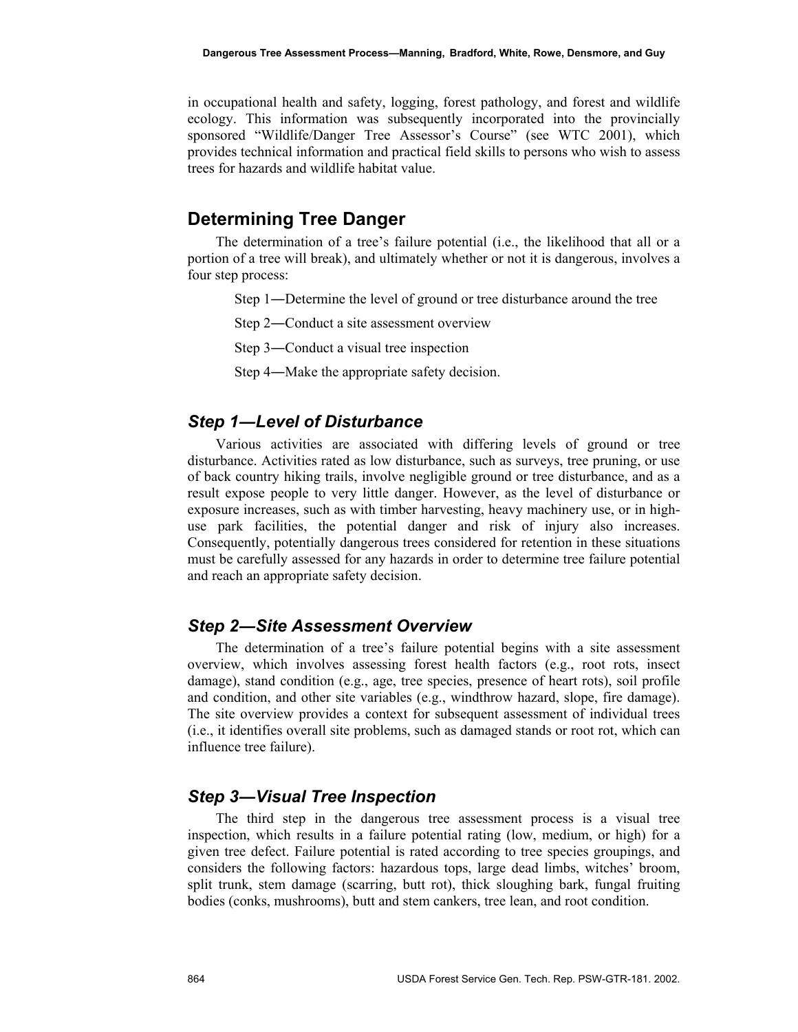in occupational health and safety, logging, forest pathology, and forest and wildlife ecology. This information was subsequently incorporated into the provincially sponsored "Wildlife/Danger Tree Assessor's Course" (see WTC 2001), which provides technical information and practical field skills to persons who wish to assess trees for hazards and wildlife habitat value.

## Determining Tree Danger

The determination of a tree's failure potential (i.e., the likelihood that all or a portion of a tree will break), and ultimately whether or not it is dangerous, involves a four step process:

Step 1―Determine the level of ground or tree disturbance around the tree

Step 2―Conduct a site assessment overview

Step 3―Conduct a visual tree inspection

Step 4―Make the appropriate safety decision.

### *Step 1—Level of Disturbance*

Various activities are associated with differing levels of ground or tree disturbance. Activities rated as low disturbance, such as surveys, tree pruning, or use of back country hiking trails, involve negligible ground or tree disturbance, and as a result expose people to very little danger. However, as the level of disturbance or exposure increases, such as with timber harvesting, heavy machinery use, or in high-use park facilities, the potential danger and risk of injury also increases. Consequently, potentially dangerous trees considered for retention in these situations must be carefully assessed for any hazards in order to determine tree failure potential and reach an appropriate safety decision.

### *Step 2—Site Assessment Overview*

The determination of a tree's failure potential begins with a site assessment overview, which involves assessing forest health factors (e.g., root rots, insect damage), stand condition (e.g., age, tree species, presence of heart rots), soil profile and condition, and other site variables (e.g., windthrow hazard, slope, fire damage). The site overview provides a context for subsequent assessment of individual trees (i.e., it identifies overall site problems, such as damaged stands or root rot, which can influence tree failure).

### *Step 3—Visual Tree Inspection*

The third step in the dangerous tree assessment process is a visual tree inspection, which results in a failure potential rating (low, medium, or high) for a given tree defect. Failure potential is rated according to tree species groupings, and considers the following factors: hazardous tops, large dead limbs, witches' broom, split trunk, stem damage (scarring, butt rot), thick sloughing bark, fungal fruiting bodies (conks, mushrooms), butt and stem cankers, tree lean, and root condition.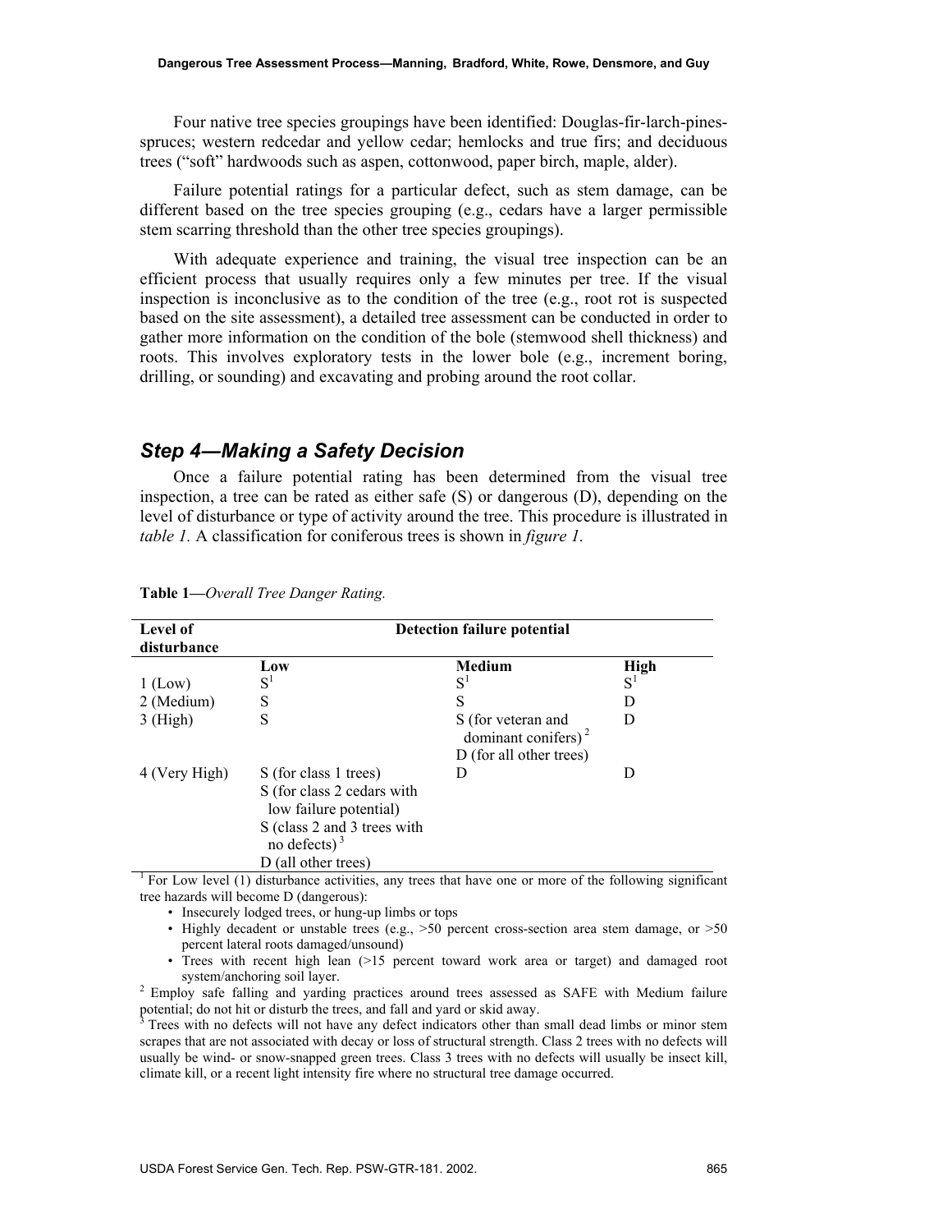Four native tree species groupings have been identified: Douglas-fir-larch-pines-spruces; western redcedar and yellow cedar; hemlocks and true firs; and deciduous trees ("soft" hardwoods such as aspen, cottonwood, paper birch, maple, alder).

Failure potential ratings for a particular defect, such as stem damage, can be different based on the tree species grouping (e.g., cedars have a larger permissible stem scarring threshold than the other tree species groupings).

With adequate experience and training, the visual tree inspection can be an efficient process that usually requires only a few minutes per tree. If the visual inspection is inconclusive as to the condition of the tree (e.g., root rot is suspected based on the site assessment), a detailed tree assessment can be conducted in order to gather more information on the condition of the bole (stemwood shell thickness) and roots. This involves exploratory tests in the lower bole (e.g., increment boring, drilling, or sounding) and excavating and probing around the root collar.

## *Step 4—Making a Safety Decision*

Once a failure potential rating has been determined from the visual tree inspection, a tree can be rated as either safe (S) or dangerous (D), depending on the level of disturbance or type of activity around the tree. This procedure is illustrated in *table 1.* A classification for coniferous trees is shown in *figure 1.*

**Table 1—***Overall Tree Danger Rating.*

| Level of disturbance | Detection failure potential | | |
|---|---|---|---|
| | **Low** | **Medium** | **High** |
| 1 (Low) | S[1] | S[1] | S[1] |
| 2 (Medium) | S | S | D |
| 3 (High) | S | S (for veteran and dominant conifers)[2] D (for all other trees) | D |
| 4 (Very High) | S (for class 1 trees) S (for class 2 cedars with low failure potential) S (class 2 and 3 trees with no defects)[3] D (all other trees) | D | D |

[1] For Low level (1) disturbance activities, any trees that have one or more of the following significant tree hazards will become D (dangerous):

- Insecurely lodged trees, or hung-up limbs or tops
- Highly decadent or unstable trees (e.g., >50 percent cross-section area stem damage, or >50 percent lateral roots damaged/unsound)
- Trees with recent high lean (>15 percent toward work area or target) and damaged root system/anchoring soil layer.

[2] Employ safe falling and yarding practices around trees assessed as SAFE with Medium failure potential; do not hit or disturb the trees, and fall and yard or skid away.

[3] Trees with no defects will not have any defect indicators other than small dead limbs or minor stem scrapes that are not associated with decay or loss of structural strength. Class 2 trees with no defects will usually be wind- or snow-snapped green trees. Class 3 trees with no defects will usually be insect kill, climate kill, or a recent light intensity fire where no structural tree damage occurred.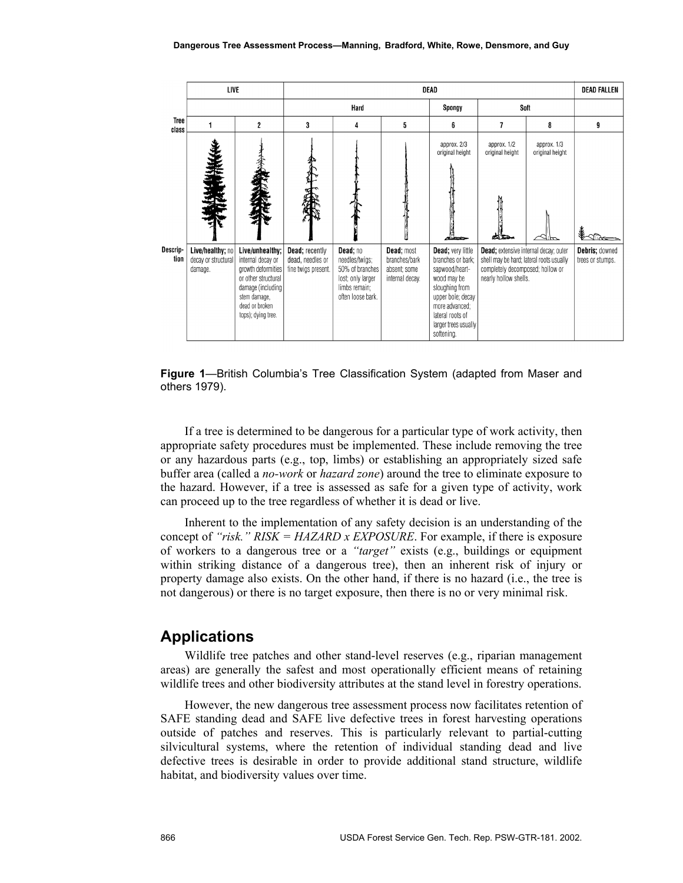| LIVE | | DEAD | | | | | | DEAD FALLEN |
|---|---|---|---|---|---|---|---|---|
| | | Hard | | | Spongy | Soft | | |
| **Tree class** 1 | 2 | 3 | 4 | 5 | 6 | 7 | 8 | 9 |
| | | | | | approx. 2/3 original height | approx. 1/2 original height | approx. 1/3 original height | |
| **Description** **Live/healthy;** no decay or structural damage. | **Live/unhealthy;** internal decay or growth deformities or other structural damage (including stem damage, dead or broken tops); dying tree. | **Dead;** recently dead, needles or fine twigs present. | **Dead;** no needles/twigs; 50% of branches lost; only larger limbs remain; often loose bark. | **Dead;** most branches/bark absent; some internal decay. | **Dead;** very little branches or bark; sapwood/heart-wood may be sloughing from upper bole; decay more advanced; lateral roots of larger trees usually softening. | **Dead;** extensive internal decay; outer shell may be hard; lateral roots usually completely decomposed; hollow or nearly hollow shells. | | **Debris;** downed trees or stumps. |

**Figure 1**—British Columbia's Tree Classification System (adapted from Maser and others 1979).

If a tree is determined to be dangerous for a particular type of work activity, then appropriate safety procedures must be implemented. These include removing the tree or any hazardous parts (e.g., top, limbs) or establishing an appropriately sized safe buffer area (called a *no-work* or *hazard zone*) around the tree to eliminate exposure to the hazard. However, if a tree is assessed as safe for a given type of activity, work can proceed up to the tree regardless of whether it is dead or live.

Inherent to the implementation of any safety decision is an understanding of the concept of *"risk." RISK = HAZARD x EXPOSURE*. For example, if there is exposure of workers to a dangerous tree or a *"target"* exists (e.g., buildings or equipment within striking distance of a dangerous tree), then an inherent risk of injury or property damage also exists. On the other hand, if there is no hazard (i.e., the tree is not dangerous) or there is no target exposure, then there is no or very minimal risk.

## Applications

Wildlife tree patches and other stand-level reserves (e.g., riparian management areas) are generally the safest and most operationally efficient means of retaining wildlife trees and other biodiversity attributes at the stand level in forestry operations.

However, the new dangerous tree assessment process now facilitates retention of SAFE standing dead and SAFE live defective trees in forest harvesting operations outside of patches and reserves. This is particularly relevant to partial-cutting silvicultural systems, where the retention of individual standing dead and live defective trees is desirable in order to provide additional stand structure, wildlife habitat, and biodiversity values over time.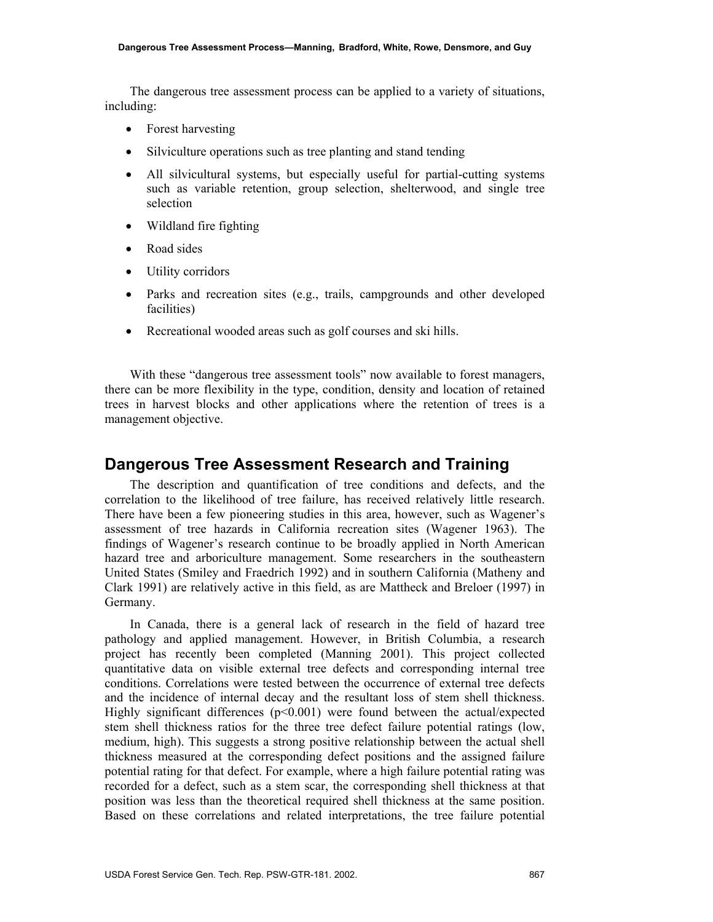The dangerous tree assessment process can be applied to a variety of situations, including:

- Forest harvesting
- Silviculture operations such as tree planting and stand tending
- All silvicultural systems, but especially useful for partial-cutting systems such as variable retention, group selection, shelterwood, and single tree selection
- Wildland fire fighting
- Road sides
- Utility corridors
- Parks and recreation sites (e.g., trails, campgrounds and other developed facilities)
- Recreational wooded areas such as golf courses and ski hills.

With these "dangerous tree assessment tools" now available to forest managers, there can be more flexibility in the type, condition, density and location of retained trees in harvest blocks and other applications where the retention of trees is a management objective.

## Dangerous Tree Assessment Research and Training

The description and quantification of tree conditions and defects, and the correlation to the likelihood of tree failure, has received relatively little research. There have been a few pioneering studies in this area, however, such as Wagener's assessment of tree hazards in California recreation sites (Wagener 1963). The findings of Wagener's research continue to be broadly applied in North American hazard tree and arboriculture management. Some researchers in the southeastern United States (Smiley and Fraedrich 1992) and in southern California (Matheny and Clark 1991) are relatively active in this field, as are Mattheck and Breloer (1997) in Germany.

In Canada, there is a general lack of research in the field of hazard tree pathology and applied management. However, in British Columbia, a research project has recently been completed (Manning 2001). This project collected quantitative data on visible external tree defects and corresponding internal tree conditions. Correlations were tested between the occurrence of external tree defects and the incidence of internal decay and the resultant loss of stem shell thickness. Highly significant differences ($p<0.001$) were found between the actual/expected stem shell thickness ratios for the three tree defect failure potential ratings (low, medium, high). This suggests a strong positive relationship between the actual shell thickness measured at the corresponding defect positions and the assigned failure potential rating for that defect. For example, where a high failure potential rating was recorded for a defect, such as a stem scar, the corresponding shell thickness at that position was less than the theoretical required shell thickness at the same position. Based on these correlations and related interpretations, the tree failure potential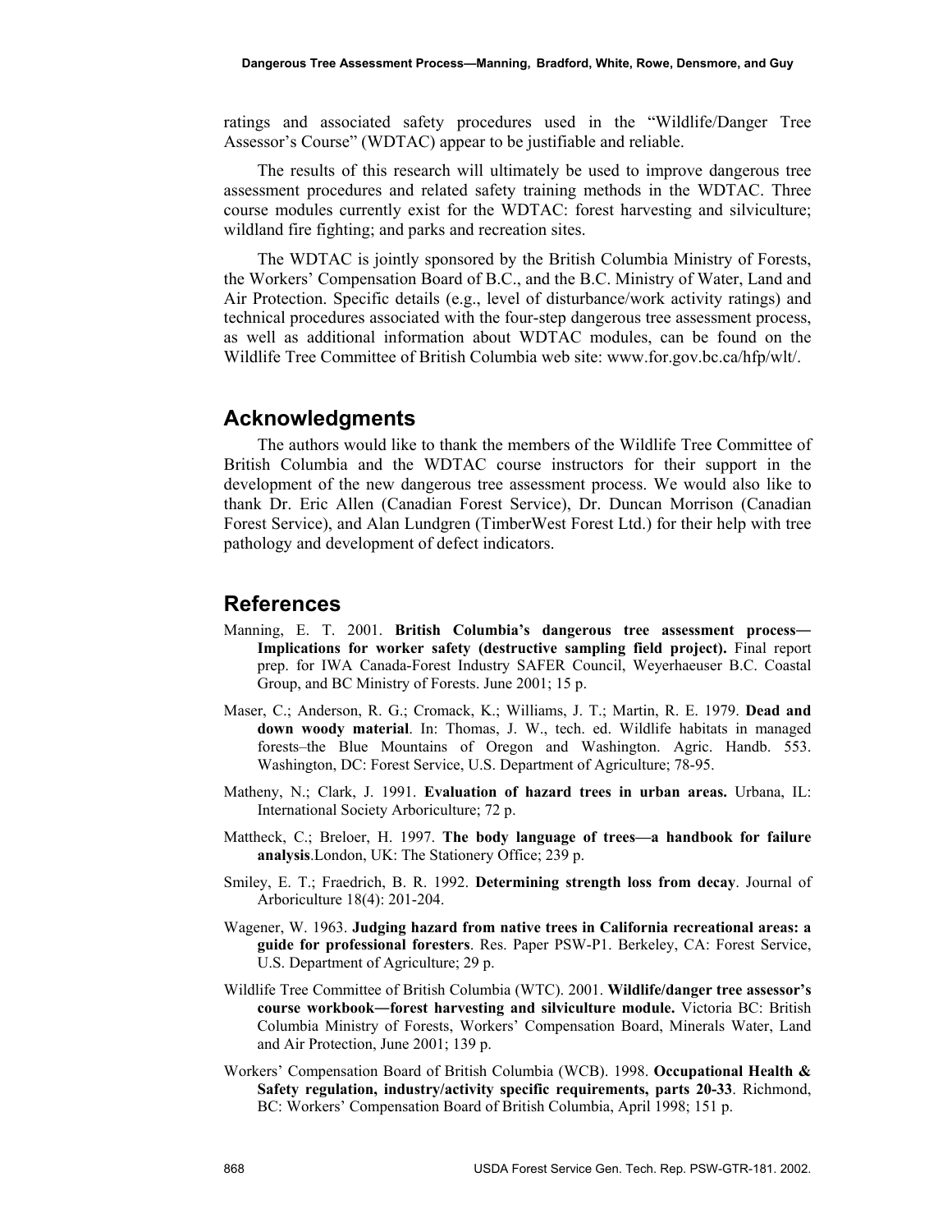ratings and associated safety procedures used in the "Wildlife/Danger Tree Assessor's Course" (WDTAC) appear to be justifiable and reliable.

The results of this research will ultimately be used to improve dangerous tree assessment procedures and related safety training methods in the WDTAC. Three course modules currently exist for the WDTAC: forest harvesting and silviculture; wildland fire fighting; and parks and recreation sites.

The WDTAC is jointly sponsored by the British Columbia Ministry of Forests, the Workers' Compensation Board of B.C., and the B.C. Ministry of Water, Land and Air Protection. Specific details (e.g., level of disturbance/work activity ratings) and technical procedures associated with the four-step dangerous tree assessment process, as well as additional information about WDTAC modules, can be found on the Wildlife Tree Committee of British Columbia web site: www.for.gov.bc.ca/hfp/wlt/.

## Acknowledgments

The authors would like to thank the members of the Wildlife Tree Committee of British Columbia and the WDTAC course instructors for their support in the development of the new dangerous tree assessment process. We would also like to thank Dr. Eric Allen (Canadian Forest Service), Dr. Duncan Morrison (Canadian Forest Service), and Alan Lundgren (TimberWest Forest Ltd.) for their help with tree pathology and development of defect indicators.

## References

Manning, E. T. 2001. **British Columbia's dangerous tree assessment process—Implications for worker safety (destructive sampling field project).** Final report prep. for IWA Canada-Forest Industry SAFER Council, Weyerhaeuser B.C. Coastal Group, and BC Ministry of Forests. June 2001; 15 p.

Maser, C.; Anderson, R. G.; Cromack, K.; Williams, J. T.; Martin, R. E. 1979. **Dead and down woody material**. In: Thomas, J. W., tech. ed. Wildlife habitats in managed forests–the Blue Mountains of Oregon and Washington. Agric. Handb. 553. Washington, DC: Forest Service, U.S. Department of Agriculture; 78-95.

Matheny, N.; Clark, J. 1991. **Evaluation of hazard trees in urban areas.** Urbana, IL: International Society Arboriculture; 72 p.

Mattheck, C.; Breloer, H. 1997. **The body language of trees—a handbook for failure analysis**.London, UK: The Stationery Office; 239 p.

Smiley, E. T.; Fraedrich, B. R. 1992. **Determining strength loss from decay**. Journal of Arboriculture 18(4): 201-204.

Wagener, W. 1963. **Judging hazard from native trees in California recreational areas: a guide for professional foresters**. Res. Paper PSW-P1. Berkeley, CA: Forest Service, U.S. Department of Agriculture; 29 p.

Wildlife Tree Committee of British Columbia (WTC). 2001. **Wildlife/danger tree assessor's course workbook—forest harvesting and silviculture module.** Victoria BC: British Columbia Ministry of Forests, Workers' Compensation Board, Minerals Water, Land and Air Protection, June 2001; 139 p.

Workers' Compensation Board of British Columbia (WCB). 1998. **Occupational Health & Safety regulation, industry/activity specific requirements, parts 20-33**. Richmond, BC: Workers' Compensation Board of British Columbia, April 1998; 151 p.